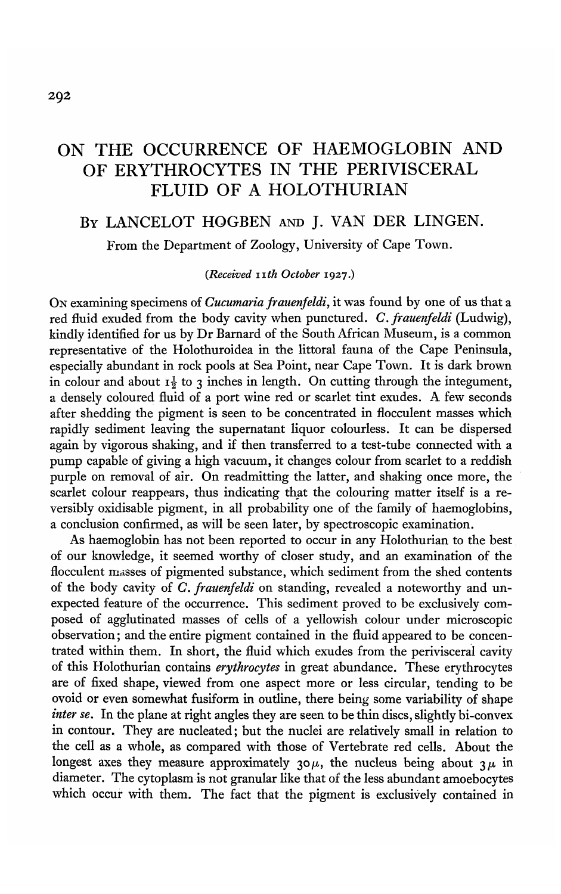# ON THE OCCURRENCE OF HAEMOGLOBIN AND OF ERYTHROCYTES IN THE PERIVISCERAL FLUID OF A HOLOTHURIAN

By LANCELOT HOGBEN AND J. VAN DER LINGEN.

From the Department of Zoology, University of Cape Town.

(*Received 11th October 1927.*)

On examining specimens of *Cucumaria frauenfeldi*, it was found by one of us that a red fluid exuded from the body cavity when punctured. *C. frauenfeldi* (Ludwig), kindly identified for us by Dr Barnard of the South African Museum, is a common representative of the Holothuroidea in the littoral fauna of the Cape Peninsula, especially abundant in rock pools at Sea Point, near Cape Town. It is dark brown in colour and about $1\frac{1}{2}$ to 3 inches in length. On cutting through the integument, a densely coloured fluid of a port wine red or scarlet tint exudes. A few seconds after shedding the pigment is seen to be concentrated in flocculent masses which rapidly sediment leaving the supernatant liquor colourless. It can be dispersed again by vigorous shaking, and if then transferred to a test-tube connected with a pump capable of giving a high vacuum, it changes colour from scarlet to a reddish purple on removal of air. On readmitting the latter, and shaking once more, the scarlet colour reappears, thus indicating that the colouring matter itself is a reversibly oxidisable pigment, in all probability one of the family of haemoglobins, a conclusion confirmed, as will be seen later, by spectroscopic examination.

As haemoglobin has not been reported to occur in any Holothurian to the best of our knowledge, it seemed worthy of closer study, and an examination of the flocculent masses of pigmented substance, which sediment from the shed contents of the body cavity of *C. frauenfeldi* on standing, revealed a noteworthy and unexpected feature of the occurrence. This sediment proved to be exclusively composed of agglutinated masses of cells of a yellowish colour under microscopic observation; and the entire pigment contained in the fluid appeared to be concentrated within them. In short, the fluid which exudes from the perivisceral cavity of this Holothurian contains *erythrocytes* in great abundance. These erythrocytes are of fixed shape, viewed from one aspect more or less circular, tending to be ovoid or even somewhat fusiform in outline, there being some variability of shape *inter se*. In the plane at right angles they are seen to be thin discs, slightly bi-convex in contour. They are nucleated; but the nuclei are relatively small in relation to the cell as a whole, as compared with those of Vertebrate red cells. About the longest axes they measure approximately $30\,\mu$, the nucleus being about $3\,\mu$ in diameter. The cytoplasm is not granular like that of the less abundant amoebocytes which occur with them. The fact that the pigment is exclusively contained in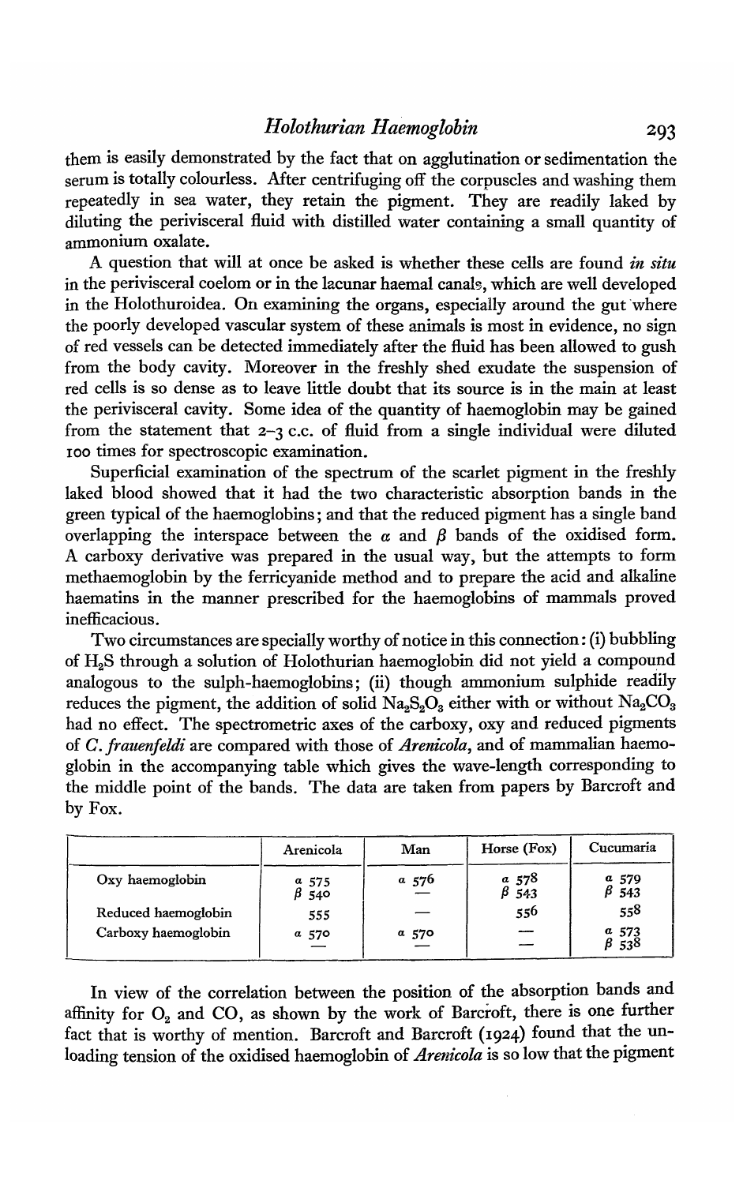them is easily demonstrated by the fact that on agglutination or sedimentation the serum is totally colourless. After centrifuging off the corpuscles and washing them repeatedly in sea water, they retain the pigment. They are readily laked by diluting the perivisceral fluid with distilled water containing a small quantity of ammonium oxalate.

A question that will at once be asked is whether these cells are found *in situ* in the perivisceral coelom or in the lacunar haemal canals, which are well developed in the Holothuroidea. On examining the organs, especially around the gut where the poorly developed vascular system of these animals is most in evidence, no sign of red vessels can be detected immediately after the fluid has been allowed to gush from the body cavity. Moreover in the freshly shed exudate the suspension of red cells is so dense as to leave little doubt that its source is in the main at least the perivisceral cavity. Some idea of the quantity of haemoglobin may be gained from the statement that 2–3 c.c. of fluid from a single individual were diluted 100 times for spectroscopic examination.

Superficial examination of the spectrum of the scarlet pigment in the freshly laked blood showed that it had the two characteristic absorption bands in the green typical of the haemoglobins; and that the reduced pigment has a single band overlapping the interspace between the $\alpha$ and $\beta$ bands of the oxidised form. A carboxy derivative was prepared in the usual way, but the attempts to form methaemoglobin by the ferricyanide method and to prepare the acid and alkaline haematins in the manner prescribed for the haemoglobins of mammals proved inefficacious.

Two circumstances are specially worthy of notice in this connection: (i) bubbling of $H_2S$ through a solution of Holothurian haemoglobin did not yield a compound analogous to the sulph-haemoglobins; (ii) though ammonium sulphide readily reduces the pigment, the addition of solid $Na_2S_2O_3$ either with or without $Na_2CO_3$ had no effect. The spectrometric axes of the carboxy, oxy and reduced pigments of *C. frauenfeldi* are compared with those of *Arenicola*, and of mammalian haemoglobin in the accompanying table which gives the wave-length corresponding to the middle point of the bands. The data are taken from papers by Barcroft and by Fox.

| | Arenicola | Man | Horse (Fox) | Cucumaria |
|---|---|---|---|---|
| Oxy haemoglobin | $\alpha$ 575<br>$\beta$ 540 | $\alpha$ 576<br>— | $\alpha$ 578<br>$\beta$ 543 | $\alpha$ 579<br>$\beta$ 543 |
| Reduced haemoglobin | 555 | — | 556 | 558 |
| Carboxy haemoglobin | $\alpha$ 570<br>— | $\alpha$ 570<br>— | —<br>— | $\alpha$ 573<br>$\beta$ 538 |

In view of the correlation between the position of the absorption bands and affinity for $O_2$ and CO, as shown by the work of Barcroft, there is one further fact that is worthy of mention. Barcroft and Barcroft (1924) found that the unloading tension of the oxidised haemoglobin of *Arenicola* is so low that the pigment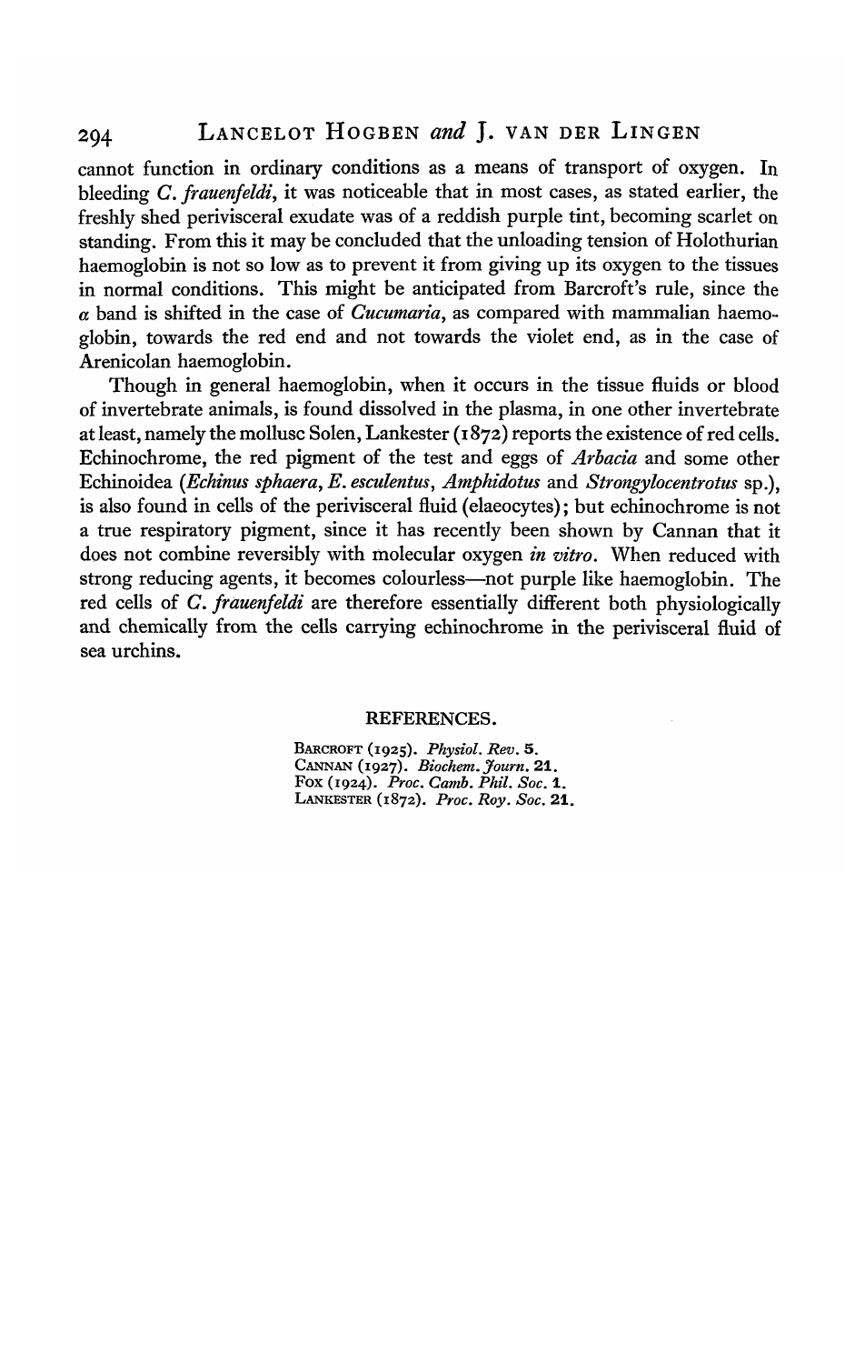cannot function in ordinary conditions as a means of transport of oxygen. In bleeding *C. frauenfeldi*, it was noticeable that in most cases, as stated earlier, the freshly shed perivisceral exudate was of a reddish purple tint, becoming scarlet on standing. From this it may be concluded that the unloading tension of Holothurian haemoglobin is not so low as to prevent it from giving up its oxygen to the tissues in normal conditions. This might be anticipated from Barcroft's rule, since the $\alpha$ band is shifted in the case of *Cucumaria*, as compared with mammalian haemoglobin, towards the red end and not towards the violet end, as in the case of Arenicolan haemoglobin.

Though in general haemoglobin, when it occurs in the tissue fluids or blood of invertebrate animals, is found dissolved in the plasma, in one other invertebrate at least, namely the mollusc Solen, Lankester (1872) reports the existence of red cells. Echinochrome, the red pigment of the test and eggs of *Arbacia* and some other Echinoidea (*Echinus sphaera*, *E. esculentus*, *Amphidotus* and *Strongylocentrotus* sp.), is also found in cells of the perivisceral fluid (elaeocytes); but echinochrome is not a true respiratory pigment, since it has recently been shown by Cannan that it does not combine reversibly with molecular oxygen *in vitro*. When reduced with strong reducing agents, it becomes colourless—not purple like haemoglobin. The red cells of *C. frauenfeldi* are therefore essentially different both physiologically and chemically from the cells carrying echinochrome in the perivisceral fluid of sea urchins.

## REFERENCES.

Barcroft (1925). *Physiol. Rev.* **5**.
Cannan (1927). *Biochem. Journ.* **21**.
Fox (1924). *Proc. Camb. Phil. Soc.* **1**.
Lankester (1872). *Proc. Roy. Soc.* **21**.